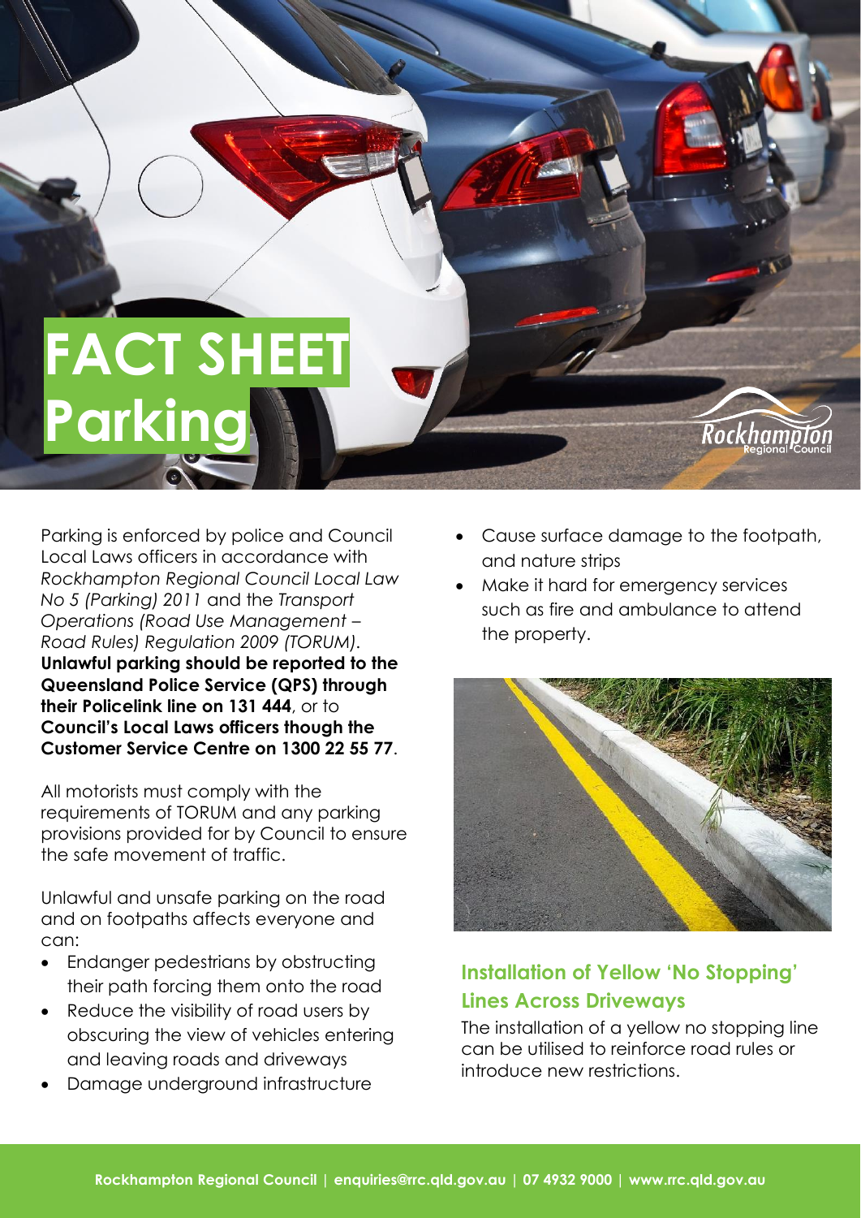# FACT SHEET Parking

Parking is enforced by police and Council Local Laws officers in accordance with *Rockhampton Regional Council Local Law No 5 (Parking) 2011* and the *Transport Operations (Road Use Management – Road Rules) Regulation 2009 (TORUM)*. **Unlawful parking should be reported to the Queensland Police Service (QPS) through their Policelink line on 131 444**, or to **Council's Local Laws officers though the Customer Service Centre on 1300 22 55 77**.

All motorists must comply with the requirements of TORUM and any parking provisions provided for by Council to ensure the safe movement of traffic.

Unlawful and unsafe parking on the road and on footpaths affects everyone and can:

- Endanger pedestrians by obstructing their path forcing them onto the road
- Reduce the visibility of road users by obscuring the view of vehicles entering and leaving roads and driveways
- Damage underground infrastructure
- Cause surface damage to the footpath, and nature strips
- Make it hard for emergency services such as fire and ambulance to attend the property.

## Installation of Yellow 'No Stopping' Lines Across Driveways

The installation of a yellow no stopping line can be utilised to reinforce road rules or introduce new restrictions.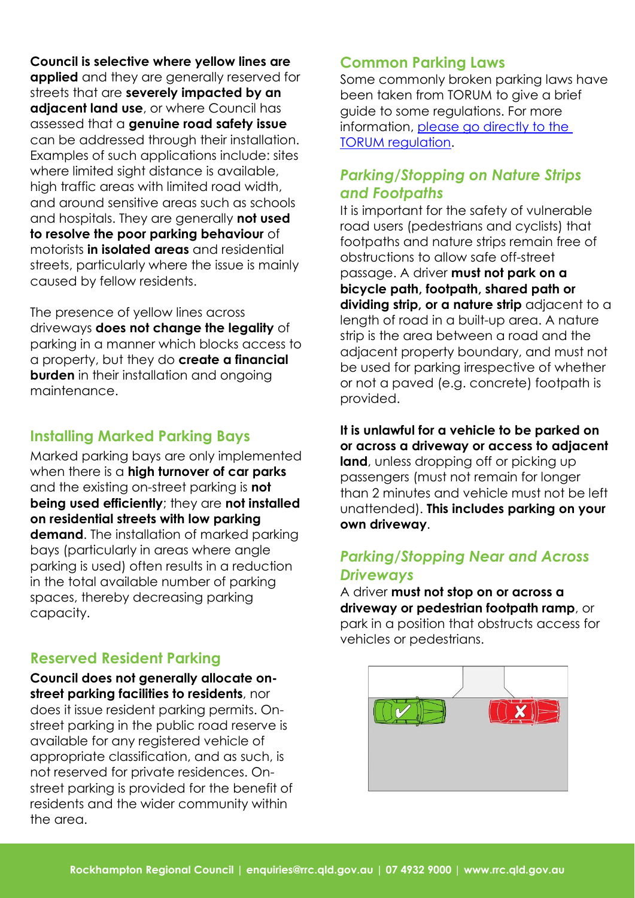**Council is selective where yellow lines are applied** and they are generally reserved for streets that are **severely impacted by an adjacent land use**, or where Council has assessed that a **genuine road safety issue** can be addressed through their installation. Examples of such applications include: sites where limited sight distance is available, high traffic areas with limited road width, and around sensitive areas such as schools and hospitals. They are generally **not used to resolve the poor parking behaviour** of motorists **in isolated areas** and residential streets, particularly where the issue is mainly caused by fellow residents.

The presence of yellow lines across driveways **does not change the legality** of parking in a manner which blocks access to a property, but they do **create a financial burden** in their installation and ongoing maintenance.

## Installing Marked Parking Bays

Marked parking bays are only implemented when there is a **high turnover of car parks** and the existing on-street parking is **not being used efficiently**; they are **not installed on residential streets with low parking demand**. The installation of marked parking bays (particularly in areas where angle parking is used) often results in a reduction in the total available number of parking spaces, thereby decreasing parking capacity.

## Reserved Resident Parking

**Council does not generally allocate on-street parking facilities to residents**, nor does it issue resident parking permits. On-street parking in the public road reserve is available for any registered vehicle of appropriate classification, and as such, is not reserved for private residences. On-street parking is provided for the benefit of residents and the wider community within the area.

## Common Parking Laws

Some commonly broken parking laws have been taken from TORUM to give a brief guide to some regulations. For more information, [please go directly to the TORUM regulation]().

### *Parking/Stopping on Nature Strips and Footpaths*

It is important for the safety of vulnerable road users (pedestrians and cyclists) that footpaths and nature strips remain free of obstructions to allow safe off-street passage. A driver **must not park on a bicycle path, footpath, shared path or dividing strip, or a nature strip** adjacent to a length of road in a built-up area. A nature strip is the area between a road and the adjacent property boundary, and must not be used for parking irrespective of whether or not a paved (e.g. concrete) footpath is provided.

**It is unlawful for a vehicle to be parked on or across a driveway or access to adjacent land**, unless dropping off or picking up passengers (must not remain for longer than 2 minutes and vehicle must not be left unattended). **This includes parking on your own driveway**.

### *Parking/Stopping Near and Across Driveways*

A driver **must not stop on or across a driveway or pedestrian footpath ramp**, or park in a position that obstructs access for vehicles or pedestrians.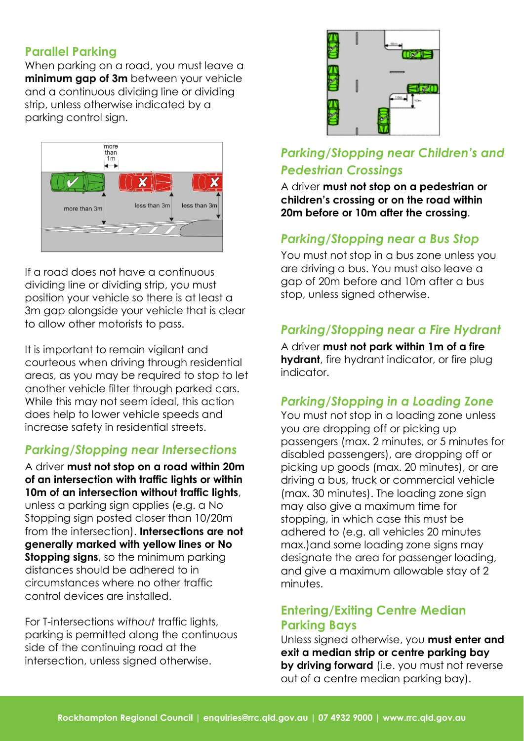## Parallel Parking

When parking on a road, you must leave a **minimum gap of 3m** between your vehicle and a continuous dividing line or dividing strip, unless otherwise indicated by a parking control sign.

If a road does not have a continuous dividing line or dividing strip, you must position your vehicle so there is at least a 3m gap alongside your vehicle that is clear to allow other motorists to pass.

It is important to remain vigilant and courteous when driving through residential areas, as you may be required to stop to let another vehicle filter through parked cars. While this may not seem ideal, this action does help to lower vehicle speeds and increase safety in residential streets.

### *Parking/Stopping near Intersections*

A driver **must not stop on a road within 20m of an intersection with traffic lights or within 10m of an intersection without traffic lights**, unless a parking sign applies (e.g. a No Stopping sign posted closer than 10/20m from the intersection). **Intersections are not generally marked with yellow lines or No Stopping signs**, so the minimum parking distances should be adhered to in circumstances where no other traffic control devices are installed.

For T-intersections *without* traffic lights, parking is permitted along the continuous side of the continuing road at the intersection, unless signed otherwise.

### *Parking/Stopping near Children's and Pedestrian Crossings*

A driver **must not stop on a pedestrian or children's crossing or on the road within 20m before or 10m after the crossing**.

### *Parking/Stopping near a Bus Stop*

You must not stop in a bus zone unless you are driving a bus. You must also leave a gap of 20m before and 10m after a bus stop, unless signed otherwise.

### *Parking/Stopping near a Fire Hydrant*

A driver **must not park within 1m of a fire hydrant**, fire hydrant indicator, or fire plug indicator.

### *Parking/Stopping in a Loading Zone*

You must not stop in a loading zone unless you are dropping off or picking up passengers (max. 2 minutes, or 5 minutes for disabled passengers), are dropping off or picking up goods (max. 20 minutes), or are driving a bus, truck or commercial vehicle (max. 30 minutes). The loading zone sign may also give a maximum time for stopping, in which case this must be adhered to (e.g. all vehicles 20 minutes max.)and some loading zone signs may designate the area for passenger loading, and give a maximum allowable stay of 2 minutes.

### Entering/Exiting Centre Median Parking Bays

Unless signed otherwise, you **must enter and exit a median strip or centre parking bay by driving forward** (i.e. you must not reverse out of a centre median parking bay).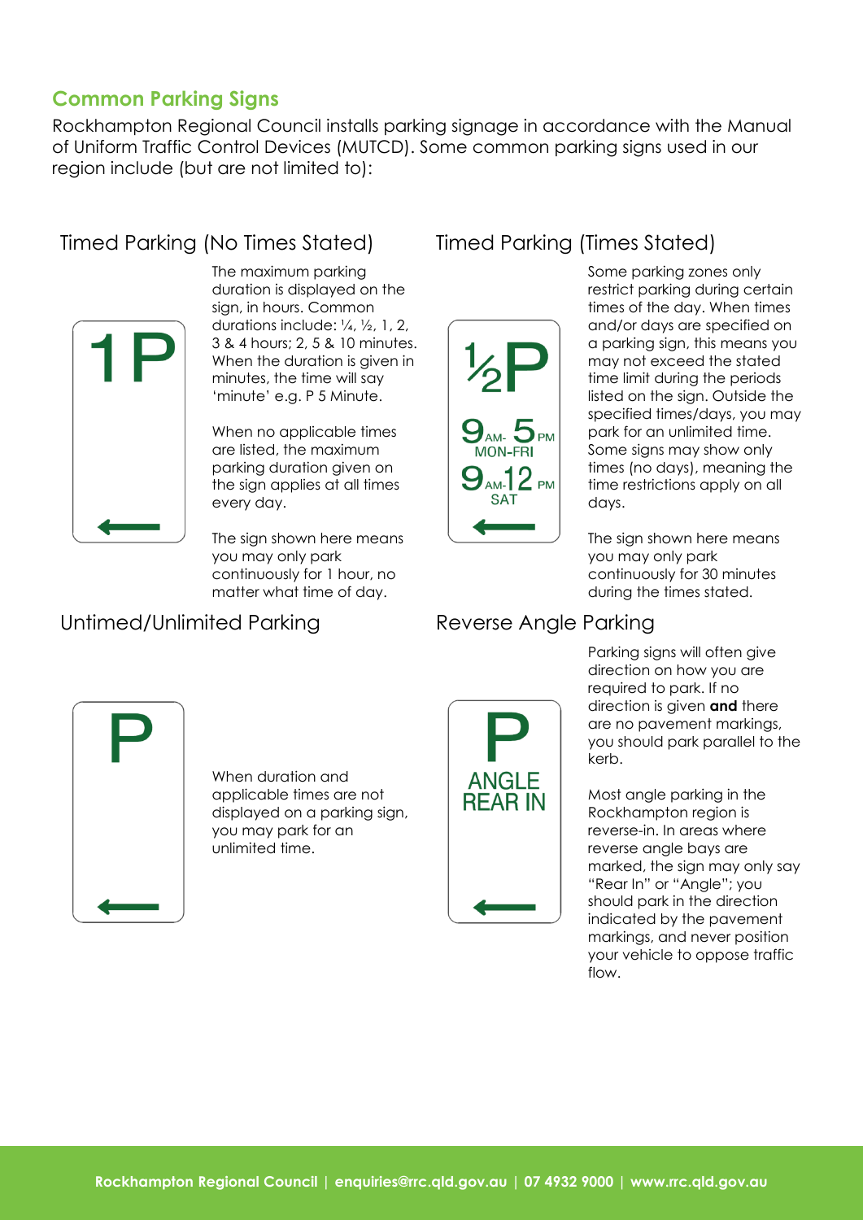## Common Parking Signs

Rockhampton Regional Council installs parking signage in accordance with the Manual of Uniform Traffic Control Devices (MUTCD). Some common parking signs used in our region include (but are not limited to):

### Timed Parking (No Times Stated)

1P
←

The maximum parking duration is displayed on the sign, in hours. Common durations include: ¼, ½, 1, 2, 3 & 4 hours; 2, 5 & 10 minutes. When the duration is given in minutes, the time will say 'minute' e.g. P 5 Minute.

When no applicable times are listed, the maximum parking duration given on the sign applies at all times every day.

The sign shown here means you may only park continuously for 1 hour, no matter what time of day.

### Timed Parking (Times Stated)

½P
9AM- 5PM
MON-FRI
9AM-12PM
SAT
←

Some parking zones only restrict parking during certain times of the day. When times and/or days are specified on a parking sign, this means you may not exceed the stated time limit during the periods listed on the sign. Outside the specified times/days, you may park for an unlimited time. Some signs may show only times (no days), meaning the time restrictions apply on all days.

The sign shown here means you may only park continuously for 30 minutes during the times stated.

### Untimed/Unlimited Parking

P
←

When duration and applicable times are not displayed on a parking sign, you may park for an unlimited time.

### Reverse Angle Parking

P
ANGLE
REAR IN
←

Parking signs will often give direction on how you are required to park. If no direction is given **and** there are no pavement markings, you should park parallel to the kerb.

Most angle parking in the Rockhampton region is reverse-in. In areas where reverse angle bays are marked, the sign may only say "Rear In" or "Angle"; you should park in the direction indicated by the pavement markings, and never position your vehicle to oppose traffic flow.

**Rockhampton Regional Council | enquiries@rrc.qld.gov.au | 07 4932 9000 | www.rrc.qld.gov.au**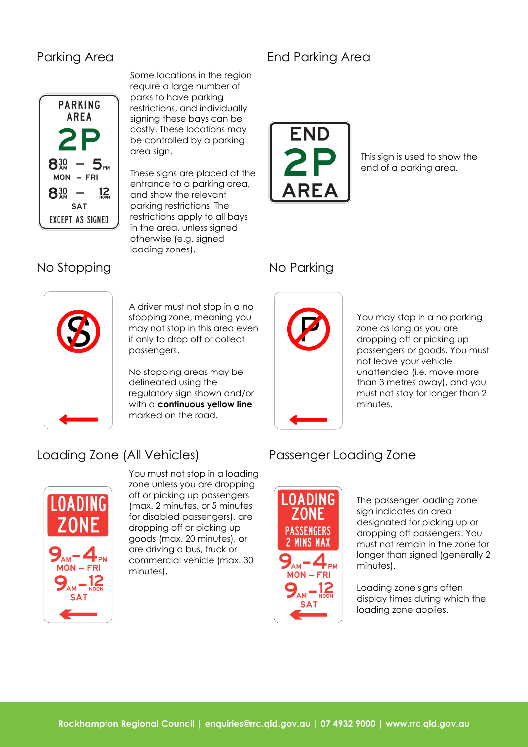## Parking Area

Some locations in the region require a large number of parks to have parking restrictions, and individually signing these bays can be costly. These locations may be controlled by a parking area sign.

These signs are placed at the entrance to a parking area, and show the relevant parking restrictions. The restrictions apply to all bays in the area, unless signed otherwise (e.g. signed loading zones).

## End Parking Area

This sign is used to show the end of a parking area.

## No Stopping

A driver must not stop in a no stopping zone, meaning you may not stop in this area even if only to drop off or collect passengers.

No stopping areas may be delineated using the regulatory sign shown and/or with a **continuous yellow line** marked on the road.

## No Parking

You may stop in a no parking zone as long as you are dropping off or picking up passengers or goods. You must not leave your vehicle unattended (i.e. move more than 3 metres away), and you must not stay for longer than 2 minutes.

## Loading Zone (All Vehicles)

You must not stop in a loading zone unless you are dropping off or picking up passengers (max. 2 minutes, or 5 minutes for disabled passengers), are dropping off or picking up goods (max. 20 minutes), or are driving a bus, truck or commercial vehicle (max. 30 minutes).

## Passenger Loading Zone

The passenger loading zone sign indicates an area designated for picking up or dropping off passengers. You must not remain in the zone for longer than signed (generally 2 minutes).

Loading zone signs often display times during which the loading zone applies.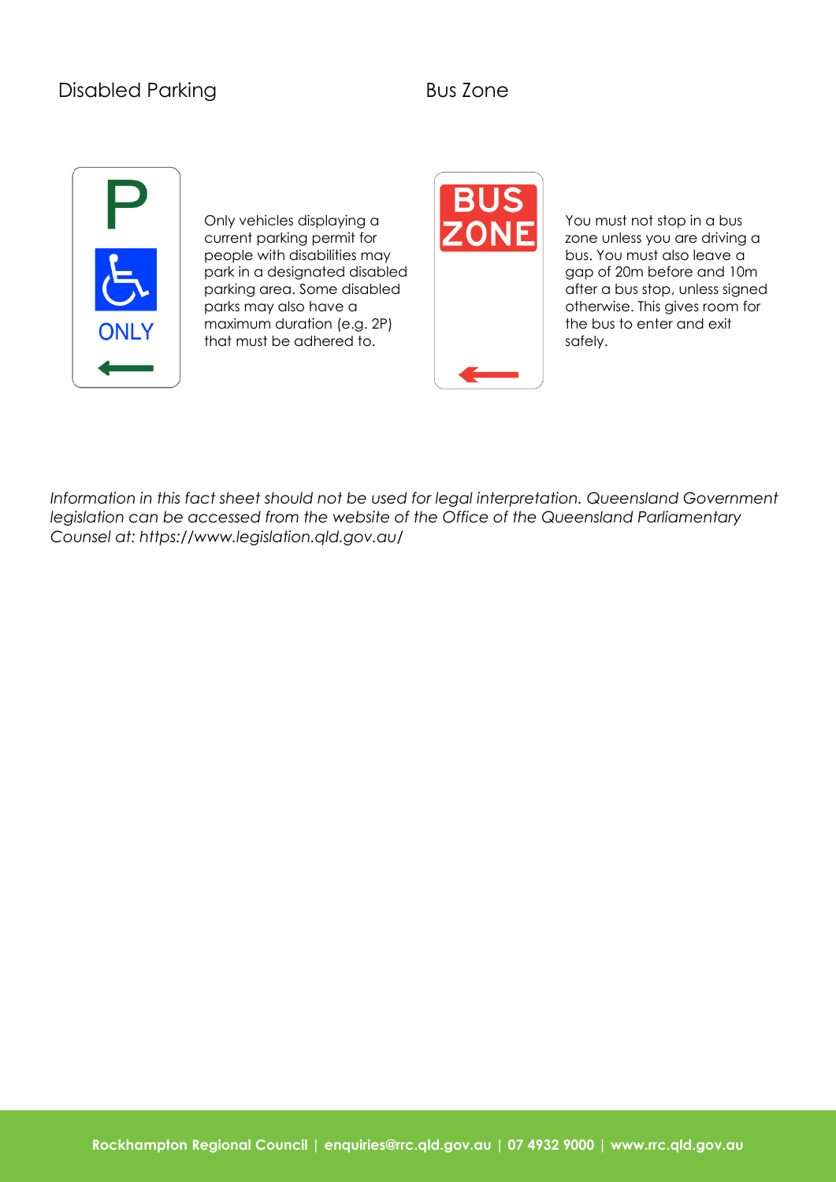## Disabled Parking

Only vehicles displaying a current parking permit for people with disabilities may park in a designated disabled parking area. Some disabled parks may also have a maximum duration (e.g. 2P) that must be adhered to.

## Bus Zone

You must not stop in a bus zone unless you are driving a bus. You must also leave a gap of 20m before and 10m after a bus stop, unless signed otherwise. This gives room for the bus to enter and exit safely.

*Information in this fact sheet should not be used for legal interpretation. Queensland Government legislation can be accessed from the website of the Office of the Queensland Parliamentary Counsel at: https://www.legislation.qld.gov.au/*

**Rockhampton Regional Council | enquiries@rrc.qld.gov.au | 07 4932 9000 | www.rrc.qld.gov.au**